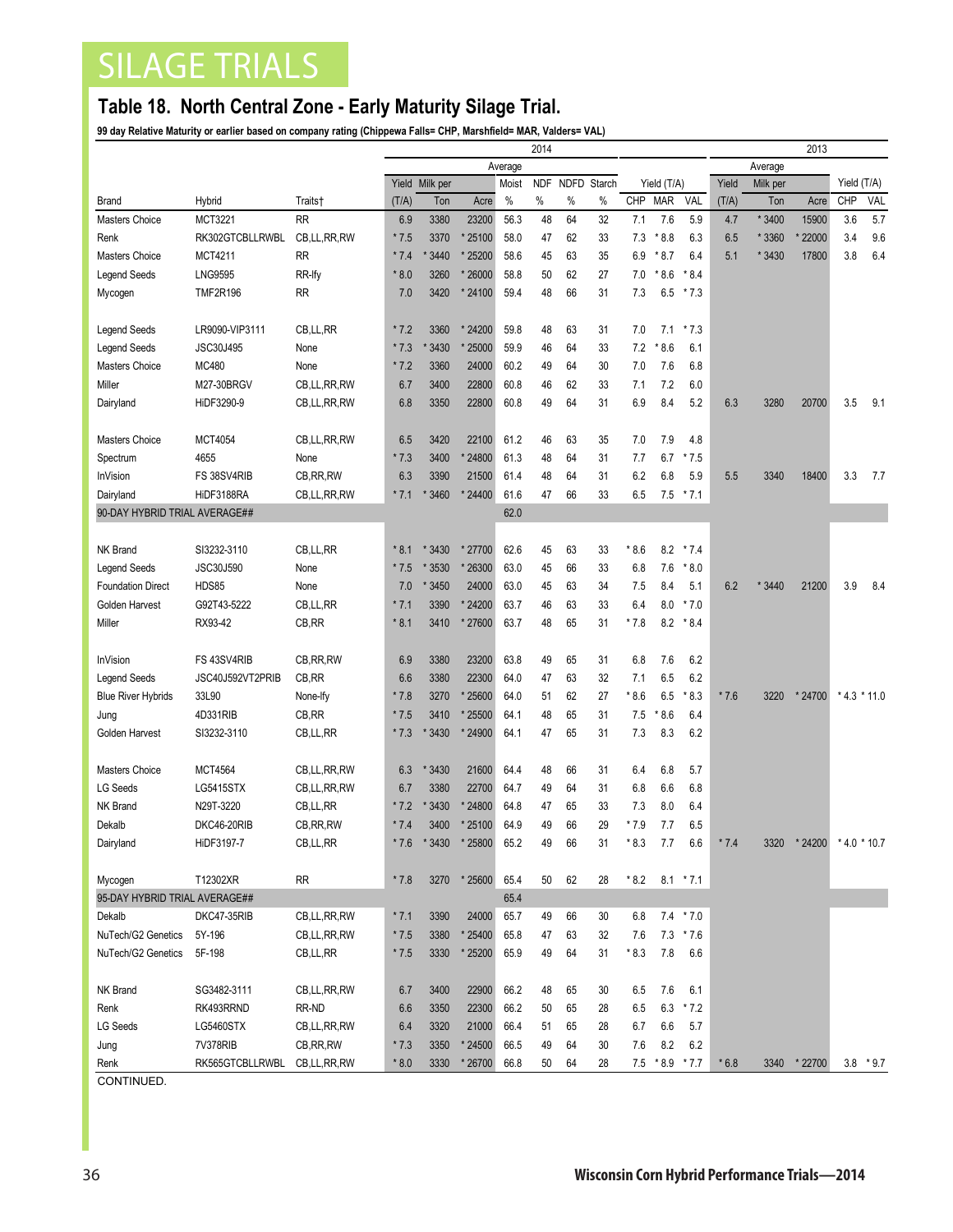# SILAGE TRIALS

## Table 18. North Central Zone - Early Maturity Silage Trial.

**99 day Relative Maturity or earlier based on company rating (Chippewa Falls= CHP, Marshfield= MAR, Valders= VAL)**

| | | | 2014 | | | | | | | | | | | 2013 | | | | |
|---|---|---|---|---|---|---|---|---|---|---|---|---|---|---|---|---|---|---|
| | | | Average | | | | | | | | | | | Average | | | | |
| | | | Yield | Milk per | | Moist | NDF | NDFD | Starch | Yield (T/A) | | | Yield | Milk per | | Yield (T/A) | |
| Brand | Hybrid | Traits† | (T/A) | Ton | Acre | % | % | % | % | CHP | MAR | VAL | (T/A) | Ton | Acre | CHP | VAL |
| Masters Choice | MCT3221 | RR | 6.9 | 3380 | 23200 | 56.3 | 48 | 64 | 32 | 7.1 | 7.6 | 5.9 | 4.7 | * 3400 | 15900 | 3.6 | 5.7 |
| Renk | RK302GTCBLLRWBL | CB,LL,RR,RW | * 7.5 | 3370 | * 25100 | 58.0 | 47 | 62 | 33 | 7.3 | * 8.8 | 6.3 | 6.5 | * 3360 | * 22000 | 3.4 | 9.6 |
| Masters Choice | MCT4211 | RR | * 7.4 | * 3440 | * 25200 | 58.6 | 45 | 63 | 35 | 6.9 | * 8.7 | 6.4 | 5.1 | * 3430 | 17800 | 3.8 | 6.4 |
| Legend Seeds | LNG9595 | RR-lfy | * 8.0 | 3260 | * 26000 | 58.8 | 50 | 62 | 27 | 7.0 | * 8.6 | * 8.4 | | | | | |
| Mycogen | TMF2R196 | RR | 7.0 | 3420 | * 24100 | 59.4 | 48 | 66 | 31 | 7.3 | 6.5 | * 7.3 | | | | | |
| Legend Seeds | LR9090-VIP3111 | CB,LL,RR | * 7.2 | 3360 | * 24200 | 59.8 | 48 | 63 | 31 | 7.0 | 7.1 | * 7.3 | | | | | |
| Legend Seeds | JSC30J495 | None | * 7.3 | * 3430 | * 25000 | 59.9 | 46 | 64 | 33 | 7.2 | * 8.6 | 6.1 | | | | | |
| Masters Choice | MC480 | None | * 7.2 | 3360 | 24000 | 60.2 | 49 | 64 | 30 | 7.0 | 7.6 | 6.8 | | | | | |
| Miller | M27-30BRGV | CB,LL,RR,RW | 6.7 | 3400 | 22800 | 60.8 | 46 | 62 | 33 | 7.1 | 7.2 | 6.0 | | | | | |
| Dairyland | HiDF3290-9 | CB,LL,RR,RW | 6.8 | 3350 | 22800 | 60.8 | 49 | 64 | 31 | 6.9 | 8.4 | 5.2 | 6.3 | 3280 | 20700 | 3.5 | 9.1 |
| Masters Choice | MCT4054 | CB,LL,RR,RW | 6.5 | 3420 | 22100 | 61.2 | 46 | 63 | 35 | 7.0 | 7.9 | 4.8 | | | | | |
| Spectrum | 4655 | None | * 7.3 | 3400 | * 24800 | 61.3 | 48 | 64 | 31 | 7.7 | 6.7 | * 7.5 | | | | | |
| InVision | FS 38SV4RIB | CB,RR,RW | 6.3 | 3390 | 21500 | 61.4 | 48 | 64 | 31 | 6.2 | 6.8 | 5.9 | 5.5 | 3340 | 18400 | 3.3 | 7.7 |
| Dairyland | HiDF3188RA | CB,LL,RR,RW | * 7.1 | * 3460 | * 24400 | 61.6 | 47 | 66 | 33 | 6.5 | 7.5 | * 7.1 | | | | | |
| 90-DAY HYBRID TRIAL AVERAGE## | | | | | | 62.0 | | | | | | | | | | | |
| NK Brand | SI3232-3110 | CB,LL,RR | * 8.1 | * 3430 | * 27700 | 62.6 | 45 | 63 | 33 | * 8.6 | 8.2 | * 7.4 | | | | | |
| Legend Seeds | JSC30J590 | None | * 7.5 | * 3530 | * 26300 | 63.0 | 45 | 66 | 33 | 6.8 | 7.6 | * 8.0 | | | | | |
| Foundation Direct | HDS85 | None | 7.0 | * 3450 | 24000 | 63.0 | 45 | 63 | 34 | 7.5 | 8.4 | 5.1 | 6.2 | * 3440 | 21200 | 3.9 | 8.4 |
| Golden Harvest | G92T43-5222 | CB,LL,RR | * 7.1 | 3390 | * 24200 | 63.7 | 46 | 63 | 33 | 6.4 | 8.0 | * 7.0 | | | | | |
| Miller | RX93-42 | CB,RR | * 8.1 | 3410 | * 27600 | 63.7 | 48 | 65 | 31 | * 7.8 | 8.2 | * 8.4 | | | | | |
| InVision | FS 43SV4RIB | CB,RR,RW | 6.9 | 3380 | 23200 | 63.8 | 49 | 65 | 31 | 6.8 | 7.6 | 6.2 | | | | | |
| Legend Seeds | JSC40J592VT2PRIB | CB,RR | 6.6 | 3380 | 22300 | 64.0 | 47 | 63 | 32 | 7.1 | 6.5 | 6.2 | | | | | |
| Blue River Hybrids | 33L90 | None-lfy | * 7.8 | 3270 | * 25600 | 64.0 | 51 | 62 | 27 | * 8.6 | 6.5 | * 8.3 | * 7.6 | 3220 | * 24700 | * 4.3 | * 11.0 |
| Jung | 4D331RIB | CB,RR | * 7.5 | 3410 | * 25500 | 64.1 | 48 | 65 | 31 | 7.5 | * 8.6 | 6.4 | | | | | |
| Golden Harvest | SI3232-3110 | CB,LL,RR | * 7.3 | * 3430 | * 24900 | 64.1 | 47 | 65 | 31 | 7.3 | 8.3 | 6.2 | | | | | |
| Masters Choice | MCT4564 | CB,LL,RR,RW | 6.3 | * 3430 | 21600 | 64.4 | 48 | 66 | 31 | 6.4 | 6.8 | 5.7 | | | | | |
| LG Seeds | LG5415STX | CB,LL,RR,RW | 6.7 | 3380 | 22700 | 64.7 | 49 | 64 | 31 | 6.8 | 6.6 | 6.8 | | | | | |
| NK Brand | N29T-3220 | CB,LL,RR | * 7.2 | * 3430 | * 24800 | 64.8 | 47 | 65 | 33 | 7.3 | 8.0 | 6.4 | | | | | |
| Dekalb | DKC46-20RIB | CB,RR,RW | * 7.4 | 3400 | * 25100 | 64.9 | 49 | 66 | 29 | * 7.9 | 7.7 | 6.5 | | | | | |
| Dairyland | HiDF3197-7 | CB,LL,RR | * 7.6 | * 3430 | * 25800 | 65.2 | 49 | 66 | 31 | * 8.3 | 7.7 | 6.6 | * 7.4 | 3320 | * 24200 | * 4.0 | * 10.7 |
| Mycogen | T12302XR | RR | * 7.8 | 3270 | * 25600 | 65.4 | 50 | 62 | 28 | * 8.2 | 8.1 | * 7.1 | | | | | |
| 95-DAY HYBRID TRIAL AVERAGE## | | | | | | 65.4 | | | | | | | | | | | |
| Dekalb | DKC47-35RIB | CB,LL,RR,RW | * 7.1 | 3390 | 24000 | 65.7 | 49 | 66 | 30 | 6.8 | 7.4 | * 7.0 | | | | | |
| NuTech/G2 Genetics | 5Y-196 | CB,LL,RR,RW | * 7.5 | 3380 | * 25400 | 65.8 | 47 | 63 | 32 | 7.6 | 7.3 | * 7.6 | | | | | |
| NuTech/G2 Genetics | 5F-198 | CB,LL,RR | * 7.5 | 3330 | * 25200 | 65.9 | 49 | 64 | 31 | * 8.3 | 7.8 | 6.6 | | | | | |
| NK Brand | SG3482-3111 | CB,LL,RR,RW | 6.7 | 3400 | 22900 | 66.2 | 48 | 65 | 30 | 6.5 | 7.6 | 6.1 | | | | | |
| Renk | RK493RRND | RR-ND | 6.6 | 3350 | 22300 | 66.2 | 50 | 65 | 28 | 6.5 | 6.3 | * 7.2 | | | | | |
| LG Seeds | LG5460STX | CB,LL,RR,RW | 6.4 | 3320 | 21000 | 66.4 | 51 | 65 | 28 | 6.7 | 6.6 | 5.7 | | | | | |
| Jung | 7V378RIB | CB,RR,RW | * 7.3 | 3350 | * 24500 | 66.5 | 49 | 64 | 30 | 7.6 | 8.2 | 6.2 | | | | | |
| Renk | RK565GTCBLLRWBL | CB,LL,RR,RW | * 8.0 | 3330 | * 26700 | 66.8 | 50 | 64 | 28 | 7.5 | * 8.9 | * 7.7 | * 6.8 | 3340 | * 22700 | 3.8 | * 9.7 |

CONTINUED.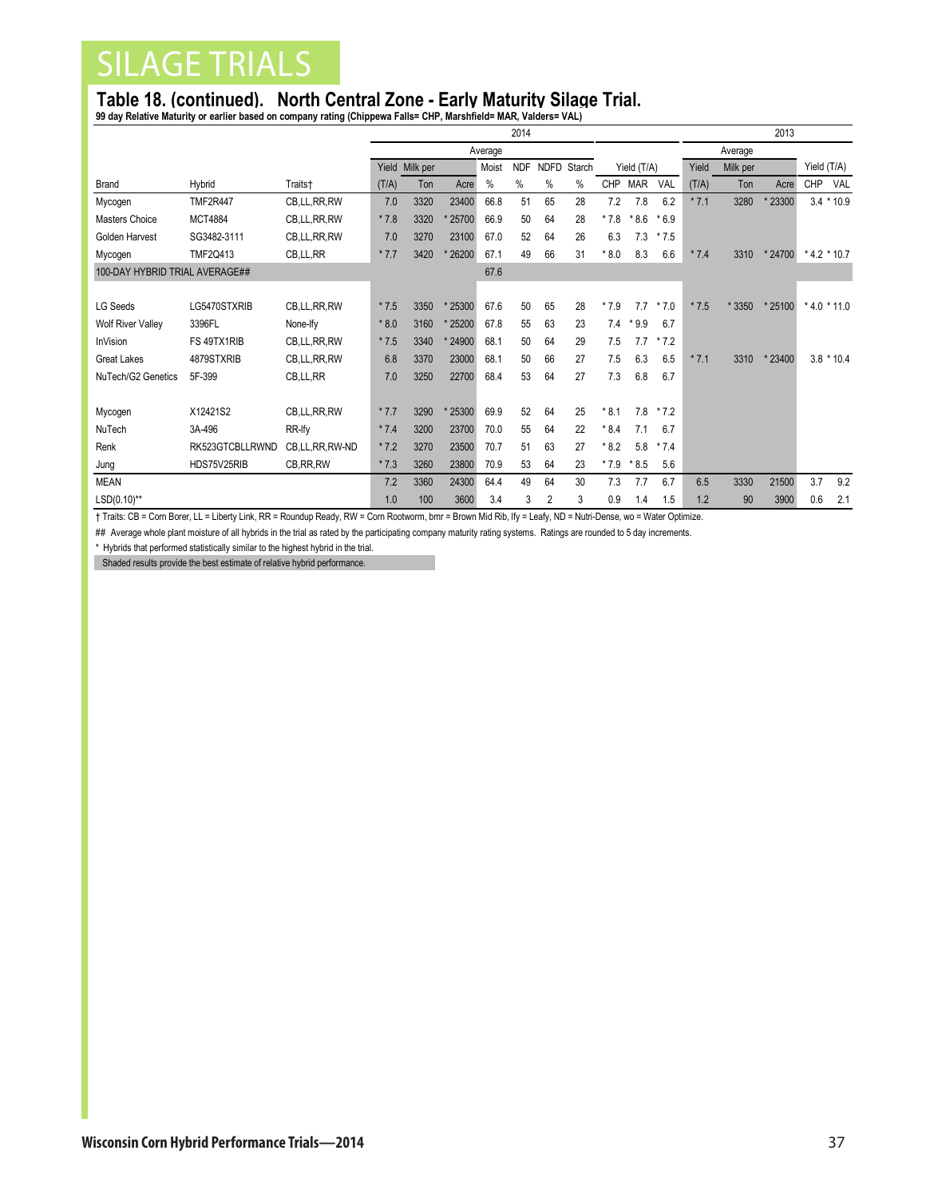# SILAGE TRIALS

## Table 18. (continued). North Central Zone - Early Maturity Silage Trial.

**99 day Relative Maturity or earlier based on company rating (Chippewa Falls= CHP, Marshfield= MAR, Valders= VAL)**

| | | | 2014 | | | | | | | | | | | 2013 | | | | |
|---|---|---|---|---|---|---|---|---|---|---|---|---|---|---|---|---|---|---|
| | | | Average | | | | | | | | | | | Average | | | | |
| | | | Yield | Milk per | | Moist | NDF | NDFD | Starch | Yield (T/A) | | | Yield | Milk per | | Yield (T/A) | |
| Brand | Hybrid | Traits† | (T/A) | Ton | Acre | % | % | % | % | CHP | MAR | VAL | (T/A) | Ton | Acre | CHP | VAL |
| Mycogen | TMF2R447 | CB,LL,RR,RW | 7.0 | 3320 | 23400 | 66.8 | 51 | 65 | 28 | 7.2 | 7.8 | 6.2 | * 7.1 | 3280 | * 23300 | 3.4 | * 10.9 |
| Masters Choice | MCT4884 | CB,LL,RR,RW | * 7.8 | 3320 | * 25700 | 66.9 | 50 | 64 | 28 | * 7.8 | * 8.6 | * 6.9 | | | | | |
| Golden Harvest | SG3482-3111 | CB,LL,RR,RW | 7.0 | 3270 | 23100 | 67.0 | 52 | 64 | 26 | 6.3 | 7.3 | * 7.5 | | | | | |
| Mycogen | TMF2Q413 | CB,LL,RR | * 7.7 | 3420 | * 26200 | 67.1 | 49 | 66 | 31 | * 8.0 | 8.3 | 6.6 | * 7.4 | 3310 | * 24700 | * 4.2 | * 10.7 |
| 100-DAY HYBRID TRIAL AVERAGE## | | | | | | 67.6 | | | | | | | | | | | |
| LG Seeds | LG5470STXRIB | CB,LL,RR,RW | * 7.5 | 3350 | * 25300 | 67.6 | 50 | 65 | 28 | * 7.9 | 7.7 | * 7.0 | * 7.5 | * 3350 | * 25100 | * 4.0 | * 11.0 |
| Wolf River Valley | 3396FL | None-lfy | * 8.0 | 3160 | * 25200 | 67.8 | 55 | 63 | 23 | 7.4 | * 9.9 | 6.7 | | | | | |
| InVision | FS 49TX1RIB | CB,LL,RR,RW | * 7.5 | 3340 | * 24900 | 68.1 | 50 | 64 | 29 | 7.5 | 7.7 | * 7.2 | | | | | |
| Great Lakes | 4879STXRIB | CB,LL,RR,RW | 6.8 | 3370 | 23000 | 68.1 | 50 | 66 | 27 | 7.5 | 6.3 | 6.5 | * 7.1 | 3310 | * 23400 | 3.8 | * 10.4 |
| NuTech/G2 Genetics | 5F-399 | CB,LL,RR | 7.0 | 3250 | 22700 | 68.4 | 53 | 64 | 27 | 7.3 | 6.8 | 6.7 | | | | | |
| Mycogen | X12421S2 | CB,LL,RR,RW | * 7.7 | 3290 | * 25300 | 69.9 | 52 | 64 | 25 | * 8.1 | 7.8 | * 7.2 | | | | | |
| NuTech | 3A-496 | RR-lfy | * 7.4 | 3200 | 23700 | 70.0 | 55 | 64 | 22 | * 8.4 | 7.1 | 6.7 | | | | | |
| Renk | RK523GTCBLLRWND | CB,LL,RR,RW-ND | * 7.2 | 3270 | 23500 | 70.7 | 51 | 63 | 27 | * 8.2 | 5.8 | * 7.4 | | | | | |
| Jung | HDS75V25RIB | CB,RR,RW | * 7.3 | 3260 | 23800 | 70.9 | 53 | 64 | 23 | * 7.9 | * 8.5 | 5.6 | | | | | |
| MEAN | | | 7.2 | 3360 | 24300 | 64.4 | 49 | 64 | 30 | 7.3 | 7.7 | 6.7 | 6.5 | 3330 | 21500 | 3.7 | 9.2 |
| LSD(0.10)** | | | 1.0 | 100 | 3600 | 3.4 | 3 | 2 | 3 | 0.9 | 1.4 | 1.5 | 1.2 | 90 | 3900 | 0.6 | 2.1 |

† Traits: CB = Corn Borer, LL = Liberty Link, RR = Roundup Ready, RW = Corn Rootworm, bmr = Brown Mid Rib, lfy = Leafy, ND = Nutri-Dense, wo = Water Optimize.

## Average whole plant moisture of all hybrids in the trial as rated by the participating company maturity rating systems. Ratings are rounded to 5 day increments.

\* Hybrids that performed statistically similar to the highest hybrid in the trial.

Shaded results provide the best estimate of relative hybrid performance.